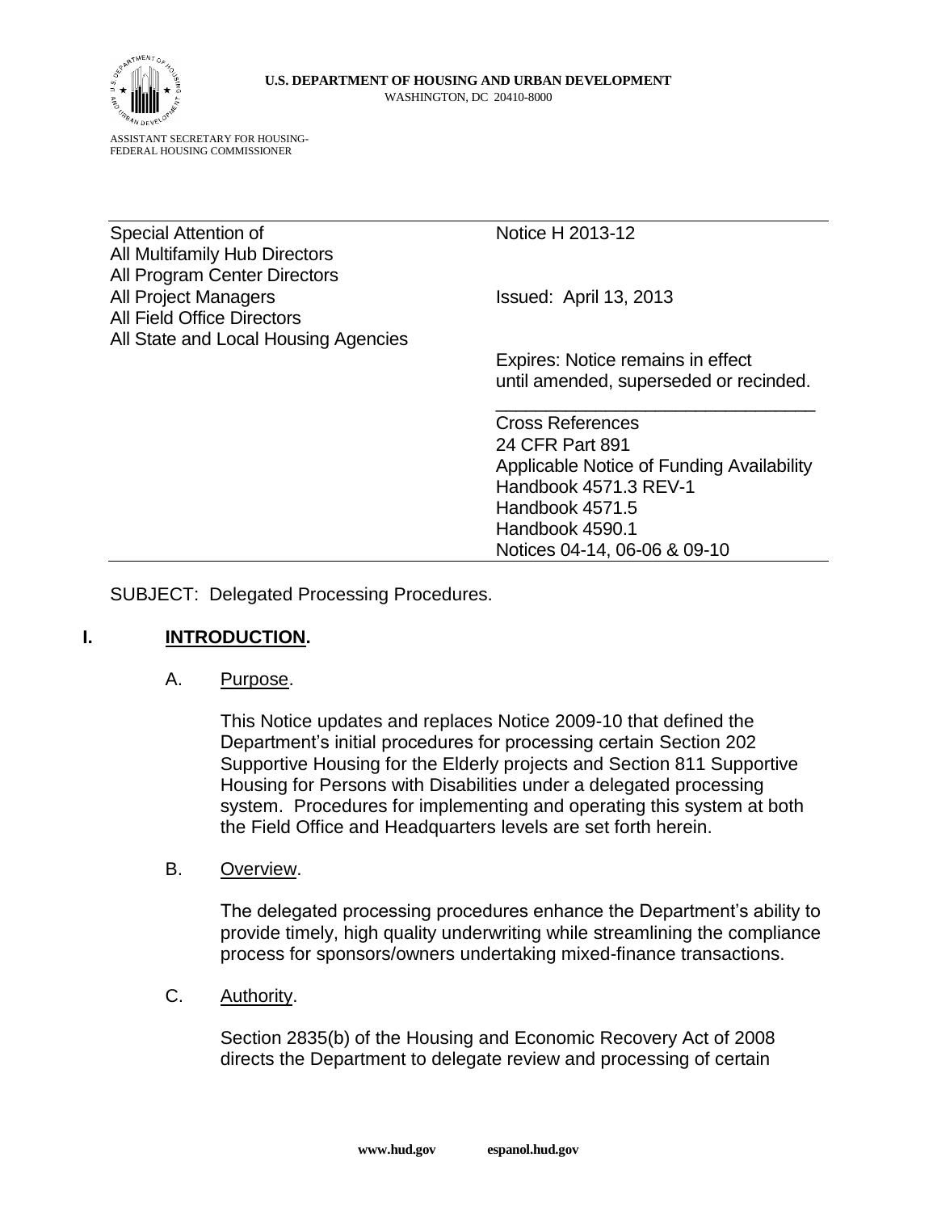**U.S. DEPARTMENT OF HOUSING AND URBAN DEVELOPMENT**
WASHINGTON, DC 20410-8000

ASSISTANT SECRETARY FOR HOUSING-
FEDERAL HOUSING COMMISSIONER

| Special Attention of | Notice H 2013-12 |
|---|---|
| All Multifamily Hub Directors<br>All Program Center Directors<br>All Project Managers<br>All Field Office Directors<br>All State and Local Housing Agencies | Issued: April 13, 2013<br><br>Expires: Notice remains in effect until amended, superseded or recinded. |
| | Cross References<br>24 CFR Part 891<br>Applicable Notice of Funding Availability<br>Handbook 4571.3 REV-1<br>Handbook 4571.5<br>Handbook 4590.1<br>Notices 04-14, 06-06 & 09-10 |

SUBJECT: Delegated Processing Procedures.

## I. INTRODUCTION.

A. Purpose.

This Notice updates and replaces Notice 2009-10 that defined the Department's initial procedures for processing certain Section 202 Supportive Housing for the Elderly projects and Section 811 Supportive Housing for Persons with Disabilities under a delegated processing system. Procedures for implementing and operating this system at both the Field Office and Headquarters levels are set forth herein.

B. Overview.

The delegated processing procedures enhance the Department's ability to provide timely, high quality underwriting while streamlining the compliance process for sponsors/owners undertaking mixed-finance transactions.

C. Authority.

Section 2835(b) of the Housing and Economic Recovery Act of 2008 directs the Department to delegate review and processing of certain

www.hud.gov espanol.hud.gov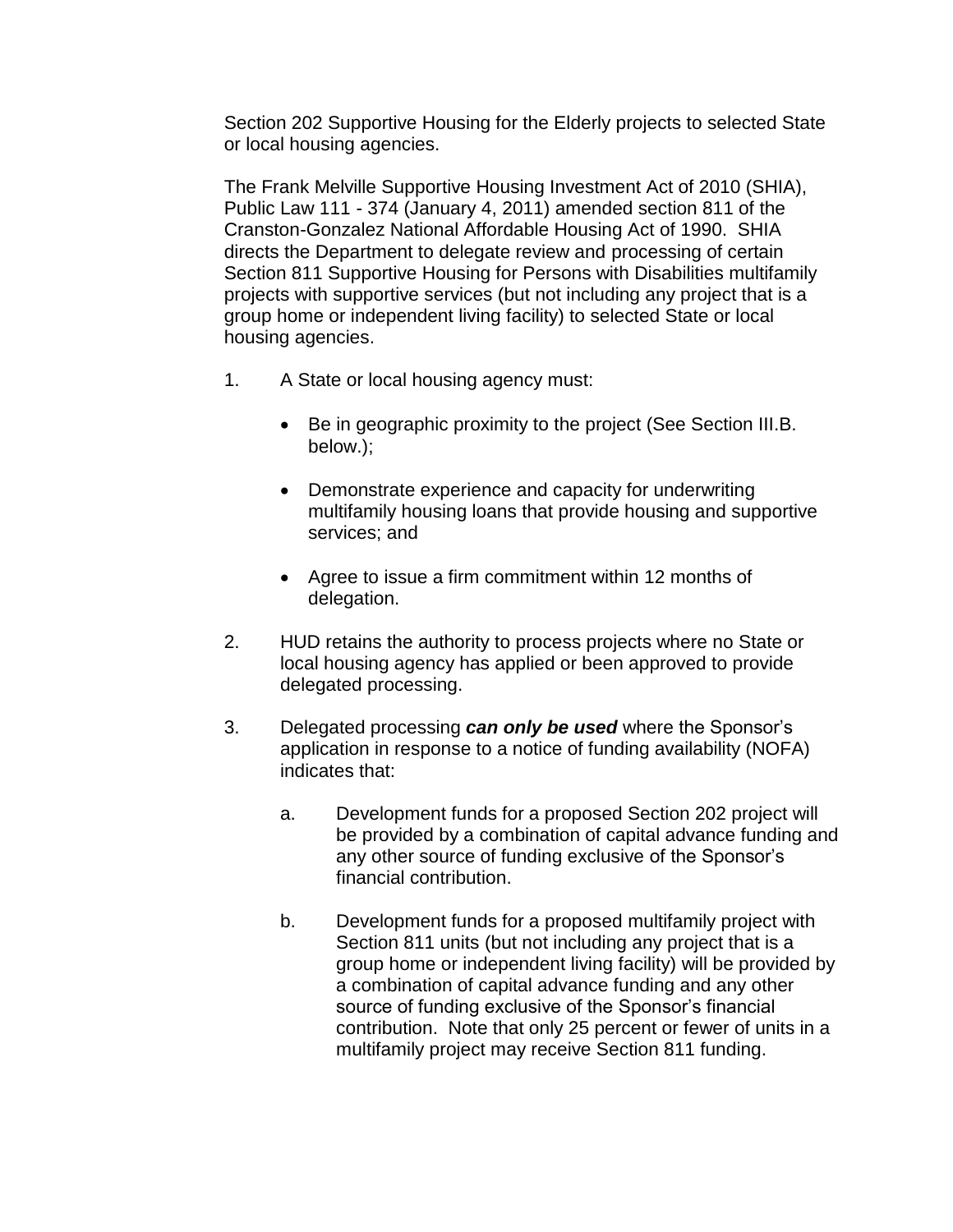Section 202 Supportive Housing for the Elderly projects to selected State or local housing agencies.

The Frank Melville Supportive Housing Investment Act of 2010 (SHIA), Public Law 111 - 374 (January 4, 2011) amended section 811 of the Cranston-Gonzalez National Affordable Housing Act of 1990. SHIA directs the Department to delegate review and processing of certain Section 811 Supportive Housing for Persons with Disabilities multifamily projects with supportive services (but not including any project that is a group home or independent living facility) to selected State or local housing agencies.

1. A State or local housing agency must:

   - Be in geographic proximity to the project (See Section III.B. below.);

   - Demonstrate experience and capacity for underwriting multifamily housing loans that provide housing and supportive services; and

   - Agree to issue a firm commitment within 12 months of delegation.

2. HUD retains the authority to process projects where no State or local housing agency has applied or been approved to provide delegated processing.

3. Delegated processing ***can only be used*** where the Sponsor's application in response to a notice of funding availability (NOFA) indicates that:

   a. Development funds for a proposed Section 202 project will be provided by a combination of capital advance funding and any other source of funding exclusive of the Sponsor's financial contribution.

   b. Development funds for a proposed multifamily project with Section 811 units (but not including any project that is a group home or independent living facility) will be provided by a combination of capital advance funding and any other source of funding exclusive of the Sponsor's financial contribution. Note that only 25 percent or fewer of units in a multifamily project may receive Section 811 funding.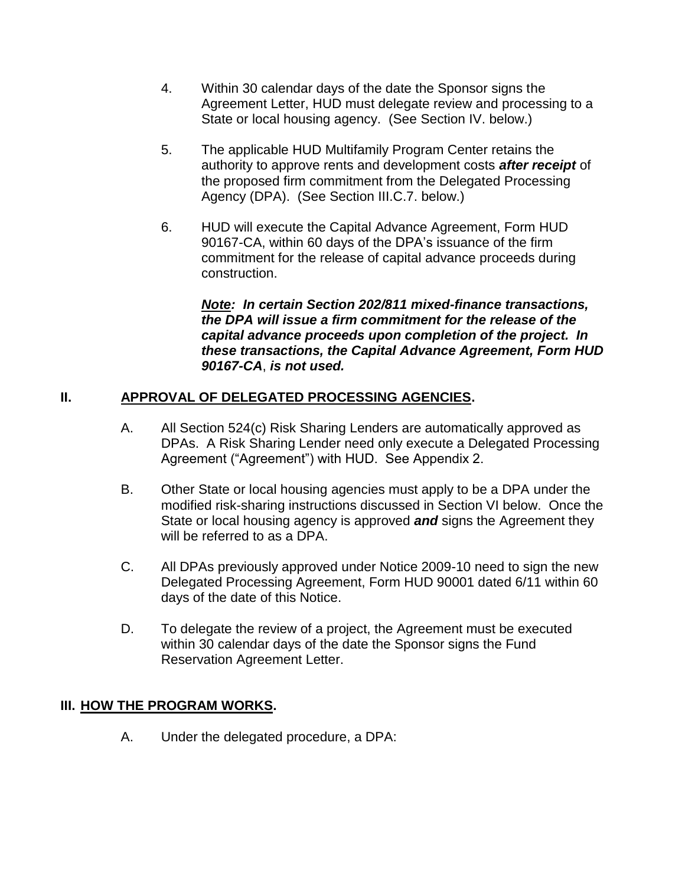4. Within 30 calendar days of the date the Sponsor signs the Agreement Letter, HUD must delegate review and processing to a State or local housing agency. (See Section IV. below.)

5. The applicable HUD Multifamily Program Center retains the authority to approve rents and development costs ***after receipt*** of the proposed firm commitment from the Delegated Processing Agency (DPA). (See Section III.C.7. below.)

6. HUD will execute the Capital Advance Agreement, Form HUD 90167-CA, within 60 days of the DPA's issuance of the firm commitment for the release of capital advance proceeds during construction.

   ***Note**: In certain Section 202/811 mixed-finance transactions, the DPA will issue a firm commitment for the release of the capital advance proceeds upon completion of the project. In these transactions, the Capital Advance Agreement, Form HUD 90167-CA, is not used.*

## II. APPROVAL OF DELEGATED PROCESSING AGENCIES.

A. All Section 524(c) Risk Sharing Lenders are automatically approved as DPAs. A Risk Sharing Lender need only execute a Delegated Processing Agreement ("Agreement") with HUD. See Appendix 2.

B. Other State or local housing agencies must apply to be a DPA under the modified risk-sharing instructions discussed in Section VI below. Once the State or local housing agency is approved ***and*** signs the Agreement they will be referred to as a DPA.

C. All DPAs previously approved under Notice 2009-10 need to sign the new Delegated Processing Agreement, Form HUD 90001 dated 6/11 within 60 days of the date of this Notice.

D. To delegate the review of a project, the Agreement must be executed within 30 calendar days of the date the Sponsor signs the Fund Reservation Agreement Letter.

## III. HOW THE PROGRAM WORKS.

A. Under the delegated procedure, a DPA: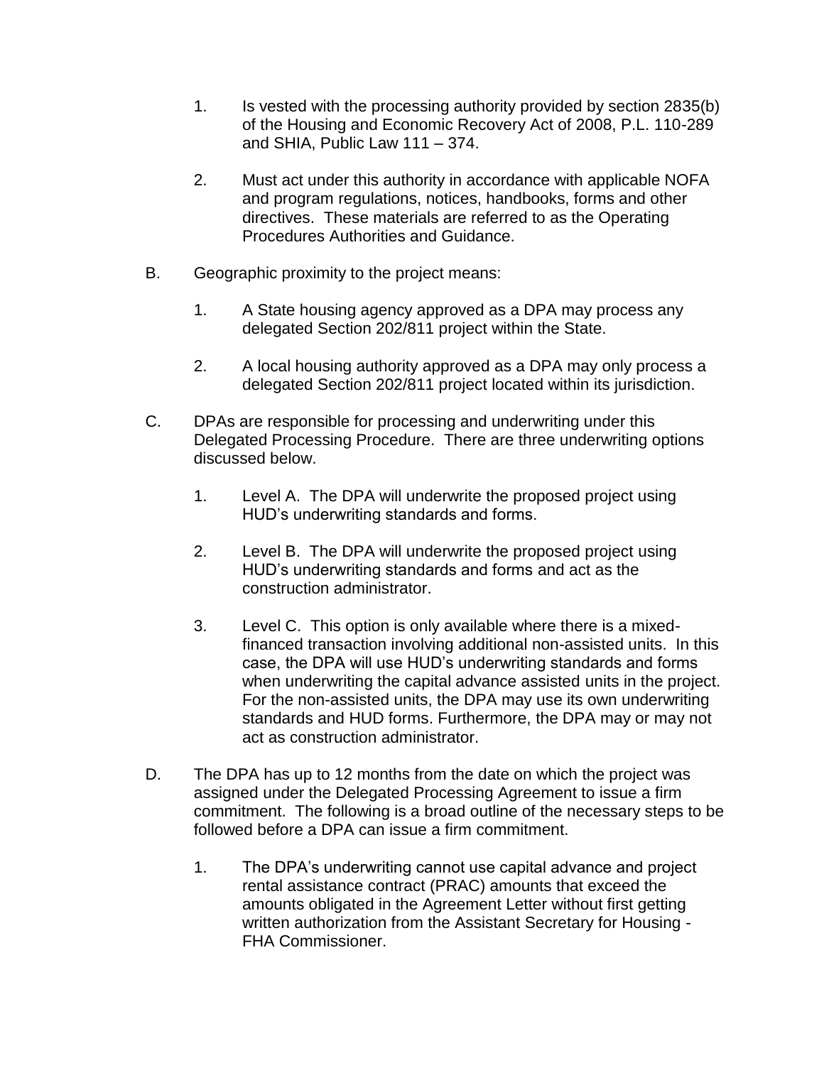1. Is vested with the processing authority provided by section 2835(b) of the Housing and Economic Recovery Act of 2008, P.L. 110-289 and SHIA, Public Law 111 – 374.

2. Must act under this authority in accordance with applicable NOFA and program regulations, notices, handbooks, forms and other directives. These materials are referred to as the Operating Procedures Authorities and Guidance.

B. Geographic proximity to the project means:

1. A State housing agency approved as a DPA may process any delegated Section 202/811 project within the State.

2. A local housing authority approved as a DPA may only process a delegated Section 202/811 project located within its jurisdiction.

C. DPAs are responsible for processing and underwriting under this Delegated Processing Procedure. There are three underwriting options discussed below.

1. Level A. The DPA will underwrite the proposed project using HUD's underwriting standards and forms.

2. Level B. The DPA will underwrite the proposed project using HUD's underwriting standards and forms and act as the construction administrator.

3. Level C. This option is only available where there is a mixed-financed transaction involving additional non-assisted units. In this case, the DPA will use HUD's underwriting standards and forms when underwriting the capital advance assisted units in the project. For the non-assisted units, the DPA may use its own underwriting standards and HUD forms. Furthermore, the DPA may or may not act as construction administrator.

D. The DPA has up to 12 months from the date on which the project was assigned under the Delegated Processing Agreement to issue a firm commitment. The following is a broad outline of the necessary steps to be followed before a DPA can issue a firm commitment.

1. The DPA's underwriting cannot use capital advance and project rental assistance contract (PRAC) amounts that exceed the amounts obligated in the Agreement Letter without first getting written authorization from the Assistant Secretary for Housing - FHA Commissioner.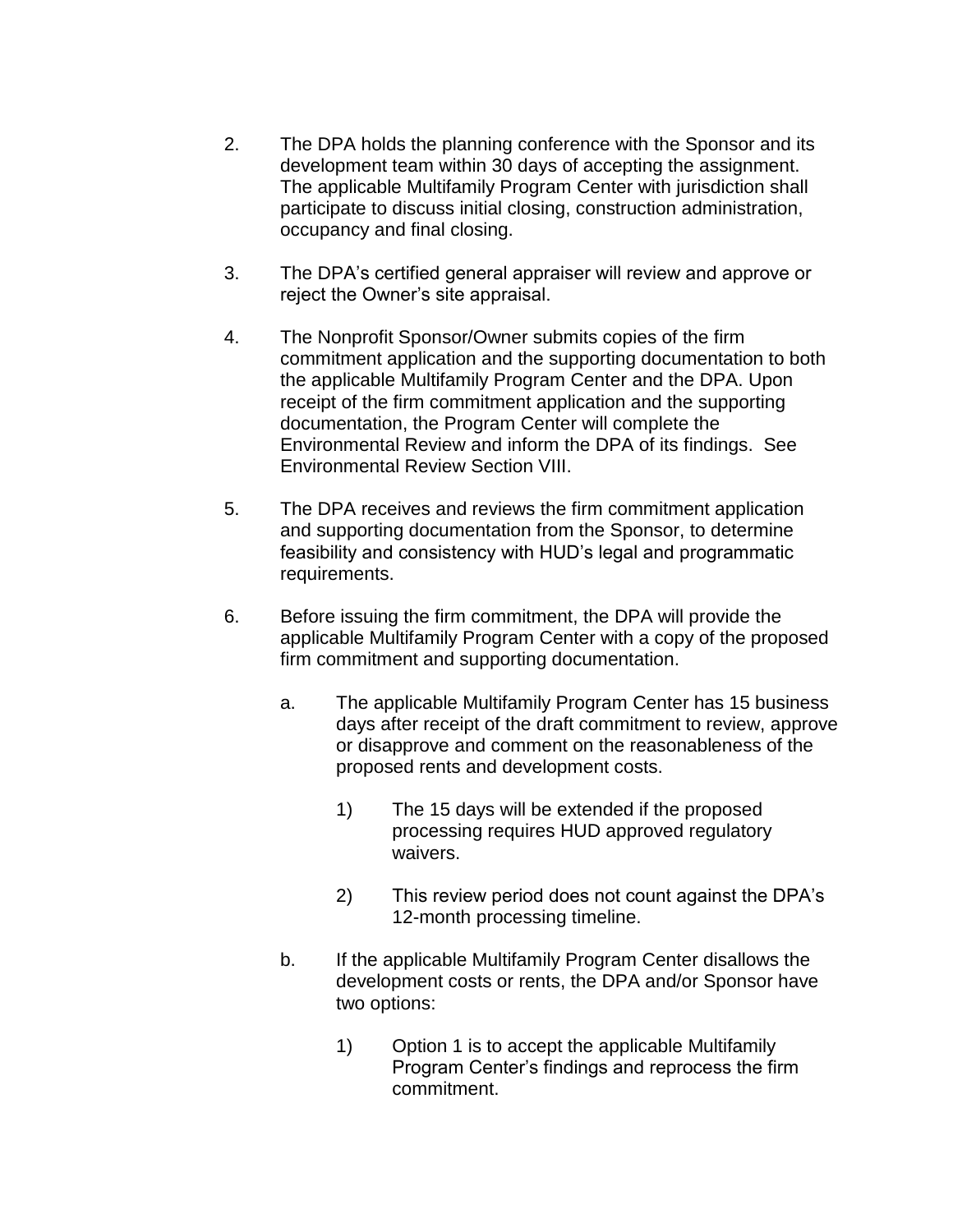2. The DPA holds the planning conference with the Sponsor and its development team within 30 days of accepting the assignment. The applicable Multifamily Program Center with jurisdiction shall participate to discuss initial closing, construction administration, occupancy and final closing.

3. The DPA's certified general appraiser will review and approve or reject the Owner's site appraisal.

4. The Nonprofit Sponsor/Owner submits copies of the firm commitment application and the supporting documentation to both the applicable Multifamily Program Center and the DPA. Upon receipt of the firm commitment application and the supporting documentation, the Program Center will complete the Environmental Review and inform the DPA of its findings. See Environmental Review Section VIII.

5. The DPA receives and reviews the firm commitment application and supporting documentation from the Sponsor, to determine feasibility and consistency with HUD's legal and programmatic requirements.

6. Before issuing the firm commitment, the DPA will provide the applicable Multifamily Program Center with a copy of the proposed firm commitment and supporting documentation.

    a. The applicable Multifamily Program Center has 15 business days after receipt of the draft commitment to review, approve or disapprove and comment on the reasonableness of the proposed rents and development costs.

        1) The 15 days will be extended if the proposed processing requires HUD approved regulatory waivers.

        2) This review period does not count against the DPA's 12-month processing timeline.

    b. If the applicable Multifamily Program Center disallows the development costs or rents, the DPA and/or Sponsor have two options:

        1) Option 1 is to accept the applicable Multifamily Program Center's findings and reprocess the firm commitment.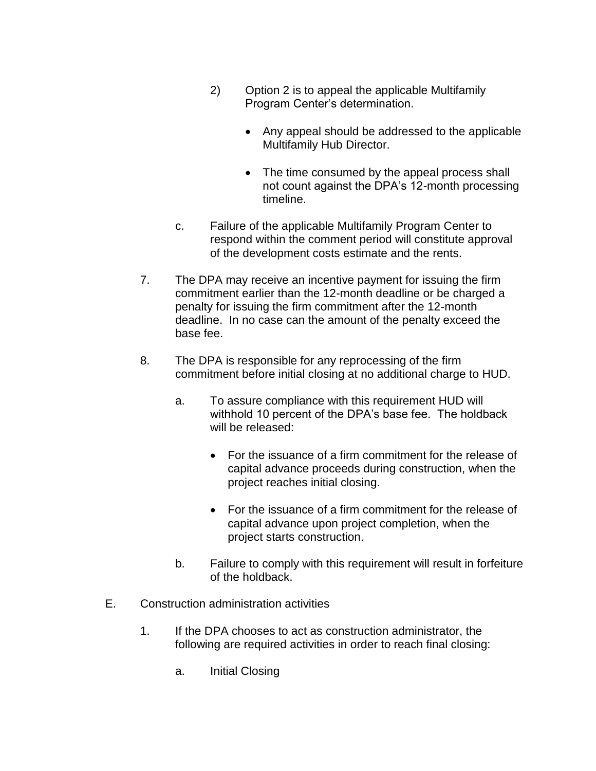2) Option 2 is to appeal the applicable Multifamily Program Center's determination.

- Any appeal should be addressed to the applicable Multifamily Hub Director.

- The time consumed by the appeal process shall not count against the DPA's 12-month processing timeline.

c. Failure of the applicable Multifamily Program Center to respond within the comment period will constitute approval of the development costs estimate and the rents.

7. The DPA may receive an incentive payment for issuing the firm commitment earlier than the 12-month deadline or be charged a penalty for issuing the firm commitment after the 12-month deadline. In no case can the amount of the penalty exceed the base fee.

8. The DPA is responsible for any reprocessing of the firm commitment before initial closing at no additional charge to HUD.

a. To assure compliance with this requirement HUD will withhold 10 percent of the DPA's base fee. The holdback will be released:

- For the issuance of a firm commitment for the release of capital advance proceeds during construction, when the project reaches initial closing.

- For the issuance of a firm commitment for the release of capital advance upon project completion, when the project starts construction.

b. Failure to comply with this requirement will result in forfeiture of the holdback.

E. Construction administration activities

1. If the DPA chooses to act as construction administrator, the following are required activities in order to reach final closing:

a. Initial Closing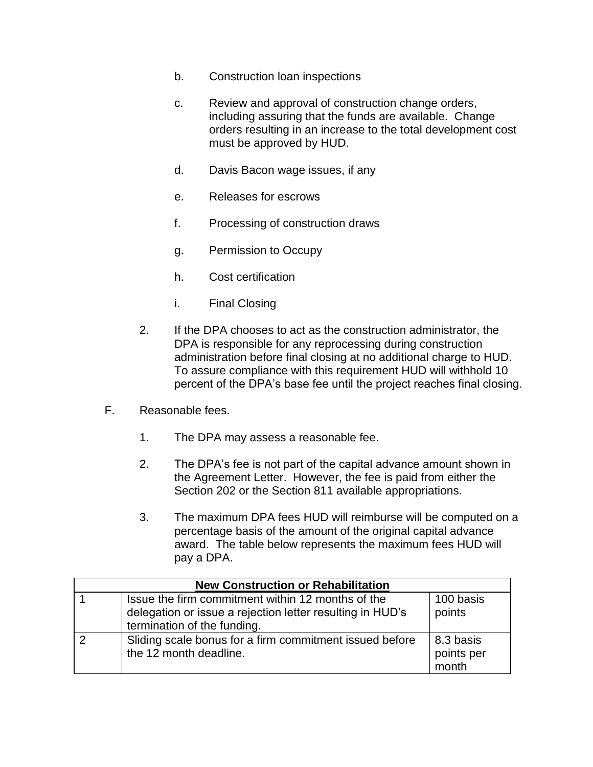b. Construction loan inspections

c. Review and approval of construction change orders, including assuring that the funds are available. Change orders resulting in an increase to the total development cost must be approved by HUD.

d. Davis Bacon wage issues, if any

e. Releases for escrows

f. Processing of construction draws

g. Permission to Occupy

h. Cost certification

i. Final Closing

2. If the DPA chooses to act as the construction administrator, the DPA is responsible for any reprocessing during construction administration before final closing at no additional charge to HUD. To assure compliance with this requirement HUD will withhold 10 percent of the DPA's base fee until the project reaches final closing.

F. Reasonable fees.

1. The DPA may assess a reasonable fee.

2. The DPA's fee is not part of the capital advance amount shown in the Agreement Letter. However, the fee is paid from either the Section 202 or the Section 811 available appropriations.

3. The maximum DPA fees HUD will reimburse will be computed on a percentage basis of the amount of the original capital advance award. The table below represents the maximum fees HUD will pay a DPA.

| **New Construction or Rehabilitation** | | |
|---|---|---|
| 1 | Issue the firm commitment within 12 months of the delegation or issue a rejection letter resulting in HUD's termination of the funding. | 100 basis points |
| 2 | Sliding scale bonus for a firm commitment issued before the 12 month deadline. | 8.3 basis points per month |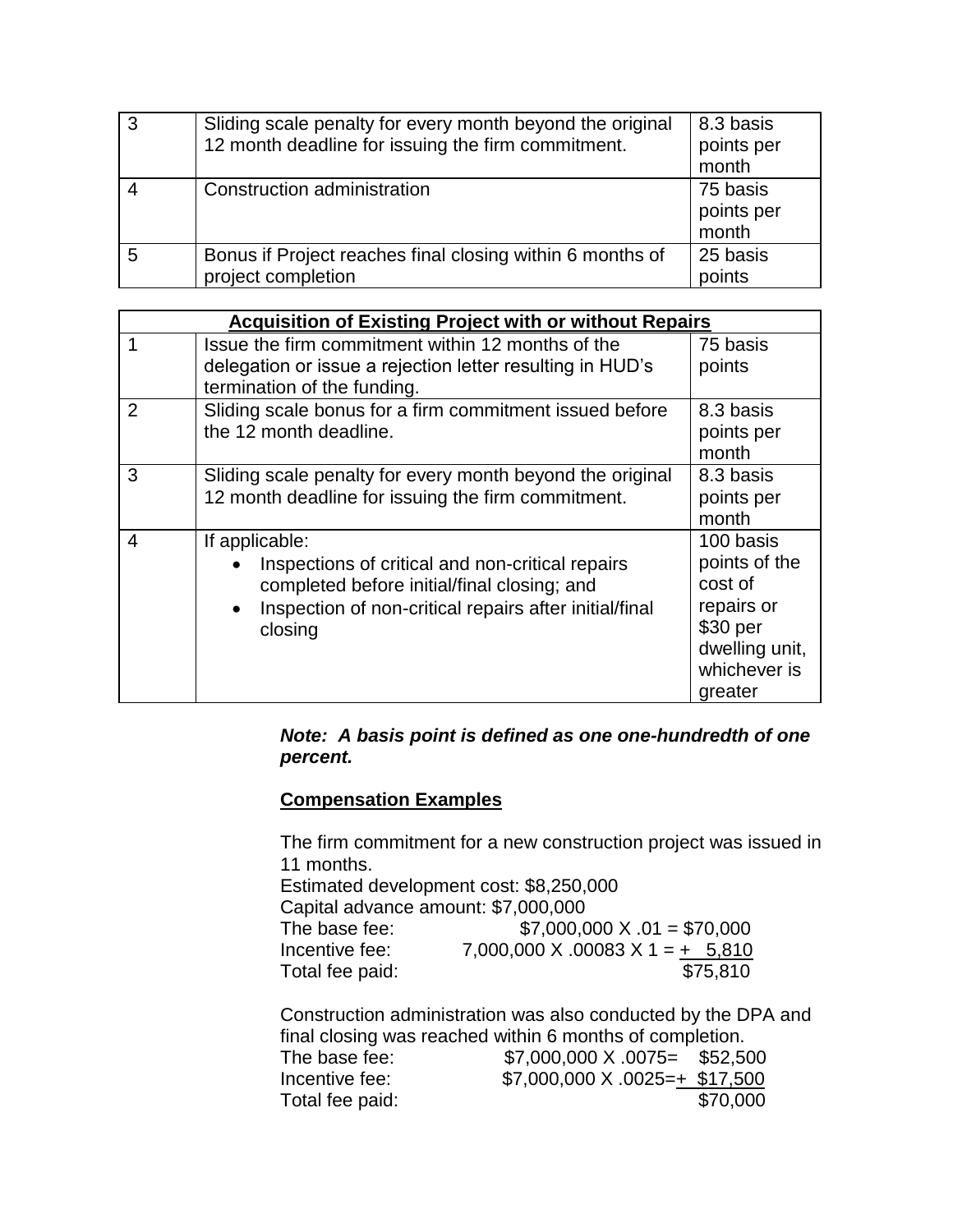| | | |
|---|---|---|
| 3 | Sliding scale penalty for every month beyond the original 12 month deadline for issuing the firm commitment. | 8.3 basis points per month |
| 4 | Construction administration | 75 basis points per month |
| 5 | Bonus if Project reaches final closing within 6 months of project completion | 25 basis points |

| **Acquisition of Existing Project with or without Repairs** | | |
|---|---|---|
| 1 | Issue the firm commitment within 12 months of the delegation or issue a rejection letter resulting in HUD's termination of the funding. | 75 basis points |
| 2 | Sliding scale bonus for a firm commitment issued before the 12 month deadline. | 8.3 basis points per month |
| 3 | Sliding scale penalty for every month beyond the original 12 month deadline for issuing the firm commitment. | 8.3 basis points per month |
| 4 | If applicable: <br>• Inspections of critical and non-critical repairs completed before initial/final closing; and <br>• Inspection of non-critical repairs after initial/final closing | 100 basis points of the cost of repairs or $30 per dwelling unit, whichever is greater |

***Note: A basis point is defined as one one-hundredth of one percent.***

**Compensation Examples**

The firm commitment for a new construction project was issued in 11 months.
Estimated development cost: $8,250,000
Capital advance amount: $7,000,000

| | |
|---|---|
| The base fee: | $7,000,000 X .01 = $70,000 |
| Incentive fee: | 7,000,000 X .00083 X 1 = + 5,810 |
| Total fee paid: | $75,810 |

Construction administration was also conducted by the DPA and final closing was reached within 6 months of completion.

| | |
|---|---|
| The base fee: | $7,000,000 X .0075= $52,500 |
| Incentive fee: | $7,000,000 X .0025=+ $17,500 |
| Total fee paid: | $70,000 |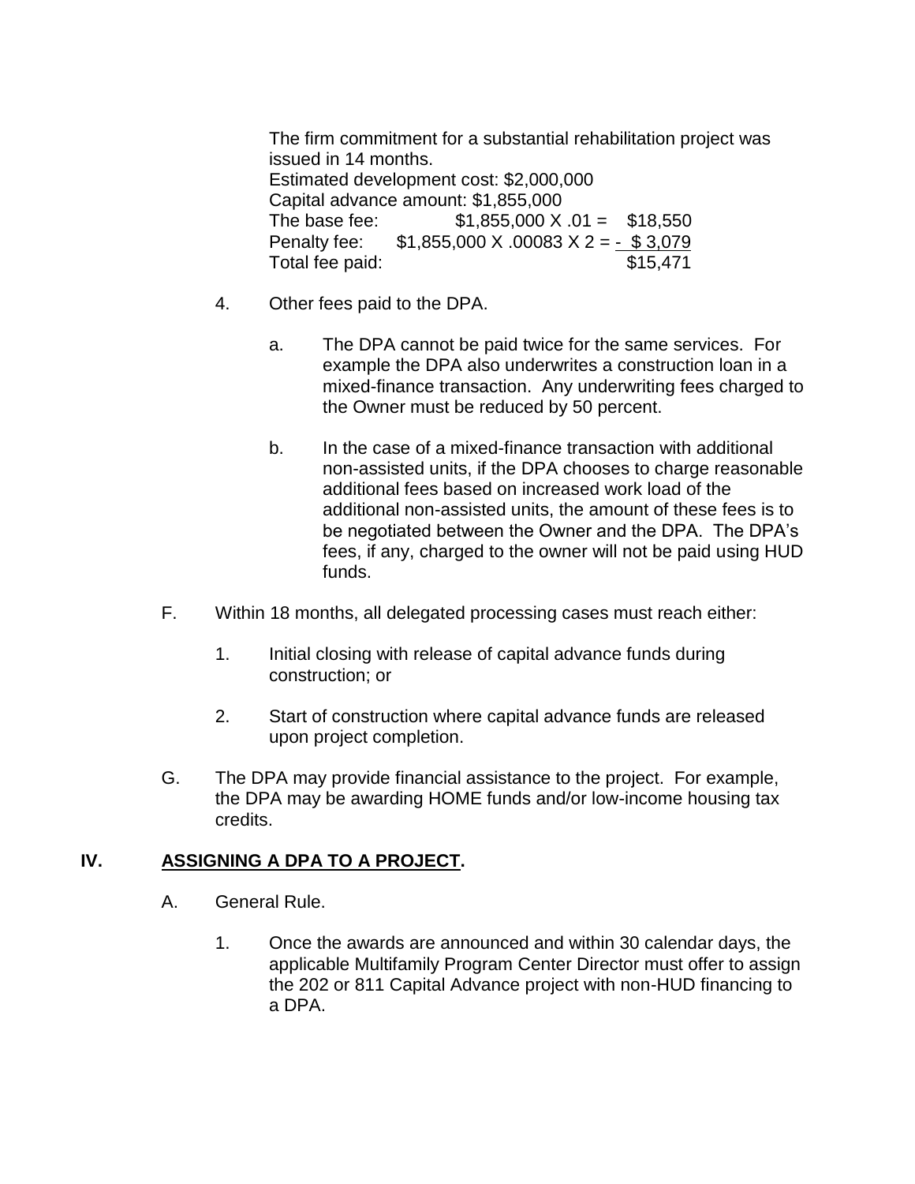The firm commitment for a substantial rehabilitation project was issued in 14 months.
Estimated development cost: $2,000,000
Capital advance amount: $1,855,000

| | | |
|---|---|---|
| The base fee: | $1,855,000 X .01 = | $18,550 |
| Penalty fee: | $1,855,000 X .00083 X 2 = | - $ 3,079 |
| Total fee paid: | | $15,471 |

4. Other fees paid to the DPA.

   a. The DPA cannot be paid twice for the same services. For example the DPA also underwrites a construction loan in a mixed-finance transaction. Any underwriting fees charged to the Owner must be reduced by 50 percent.

   b. In the case of a mixed-finance transaction with additional non-assisted units, if the DPA chooses to charge reasonable additional fees based on increased work load of the additional non-assisted units, the amount of these fees is to be negotiated between the Owner and the DPA. The DPA's fees, if any, charged to the owner will not be paid using HUD funds.

F. Within 18 months, all delegated processing cases must reach either:

   1. Initial closing with release of capital advance funds during construction; or

   2. Start of construction where capital advance funds are released upon project completion.

G. The DPA may provide financial assistance to the project. For example, the DPA may be awarding HOME funds and/or low-income housing tax credits.

## IV. ASSIGNING A DPA TO A PROJECT.

A. General Rule.

   1. Once the awards are announced and within 30 calendar days, the applicable Multifamily Program Center Director must offer to assign the 202 or 811 Capital Advance project with non-HUD financing to a DPA.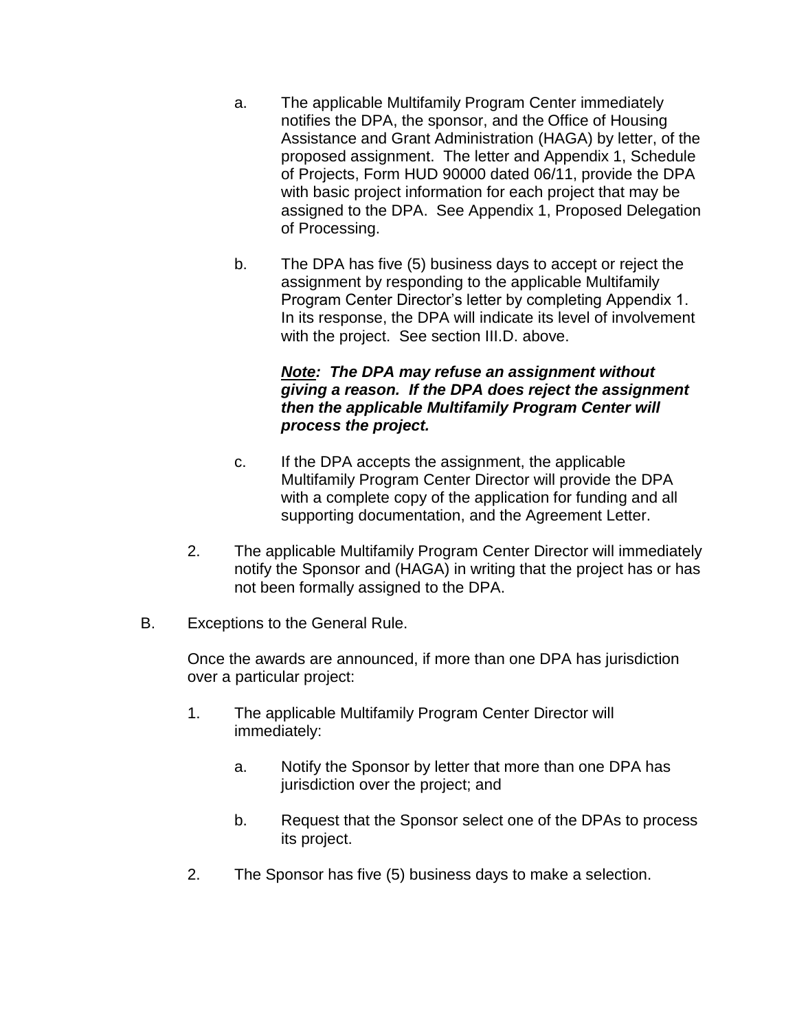a. The applicable Multifamily Program Center immediately notifies the DPA, the sponsor, and the Office of Housing Assistance and Grant Administration (HAGA) by letter, of the proposed assignment. The letter and Appendix 1, Schedule of Projects, Form HUD 90000 dated 06/11, provide the DPA with basic project information for each project that may be assigned to the DPA. See Appendix 1, Proposed Delegation of Processing.

b. The DPA has five (5) business days to accept or reject the assignment by responding to the applicable Multifamily Program Center Director's letter by completing Appendix 1. In its response, the DPA will indicate its level of involvement with the project. See section III.D. above.

***<u>Note</u>: The DPA may refuse an assignment without giving a reason. If the DPA does reject the assignment then the applicable Multifamily Program Center will process the project.***

c. If the DPA accepts the assignment, the applicable Multifamily Program Center Director will provide the DPA with a complete copy of the application for funding and all supporting documentation, and the Agreement Letter.

2. The applicable Multifamily Program Center Director will immediately notify the Sponsor and (HAGA) in writing that the project has or has not been formally assigned to the DPA.

B. Exceptions to the General Rule.

Once the awards are announced, if more than one DPA has jurisdiction over a particular project:

1. The applicable Multifamily Program Center Director will immediately:

   a. Notify the Sponsor by letter that more than one DPA has jurisdiction over the project; and

   b. Request that the Sponsor select one of the DPAs to process its project.

2. The Sponsor has five (5) business days to make a selection.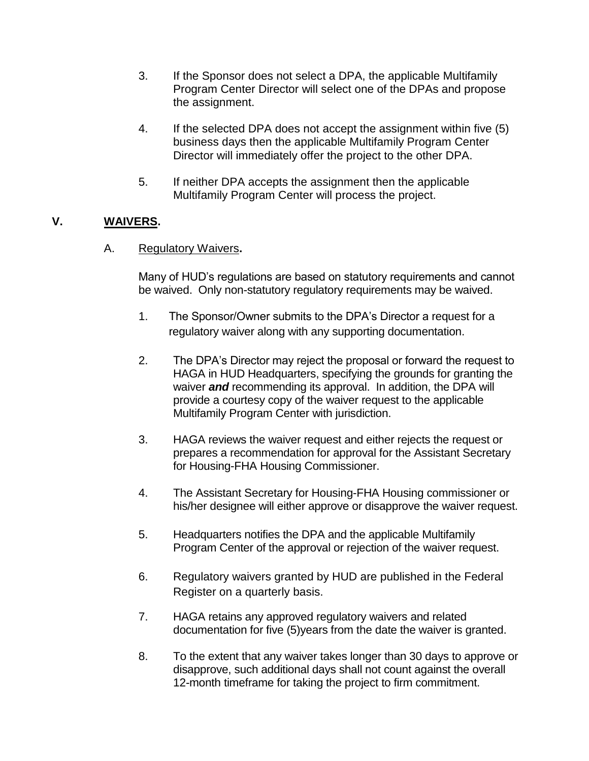3. If the Sponsor does not select a DPA, the applicable Multifamily Program Center Director will select one of the DPAs and propose the assignment.

4. If the selected DPA does not accept the assignment within five (5) business days then the applicable Multifamily Program Center Director will immediately offer the project to the other DPA.

5. If neither DPA accepts the assignment then the applicable Multifamily Program Center will process the project.

## V. <u>WAIVERS</u>.

### A. <u>Regulatory Waivers</u>.

Many of HUD's regulations are based on statutory requirements and cannot be waived. Only non-statutory regulatory requirements may be waived.

1. The Sponsor/Owner submits to the DPA's Director a request for a regulatory waiver along with any supporting documentation.

2. The DPA's Director may reject the proposal or forward the request to HAGA in HUD Headquarters, specifying the grounds for granting the waiver ***and*** recommending its approval. In addition, the DPA will provide a courtesy copy of the waiver request to the applicable Multifamily Program Center with jurisdiction.

3. HAGA reviews the waiver request and either rejects the request or prepares a recommendation for approval for the Assistant Secretary for Housing-FHA Housing Commissioner.

4. The Assistant Secretary for Housing-FHA Housing commissioner or his/her designee will either approve or disapprove the waiver request.

5. Headquarters notifies the DPA and the applicable Multifamily Program Center of the approval or rejection of the waiver request.

6. Regulatory waivers granted by HUD are published in the Federal Register on a quarterly basis.

7. HAGA retains any approved regulatory waivers and related documentation for five (5)years from the date the waiver is granted.

8. To the extent that any waiver takes longer than 30 days to approve or disapprove, such additional days shall not count against the overall 12-month timeframe for taking the project to firm commitment.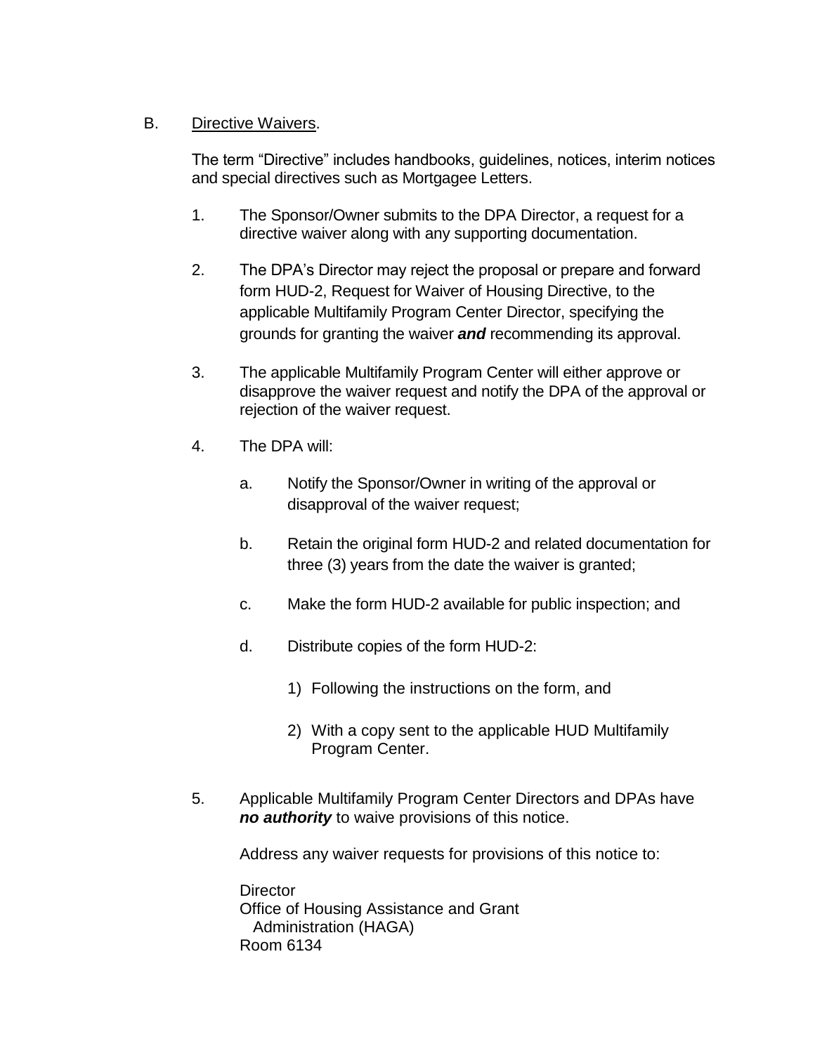B. Directive Waivers.

The term "Directive" includes handbooks, guidelines, notices, interim notices and special directives such as Mortgagee Letters.

1. The Sponsor/Owner submits to the DPA Director, a request for a directive waiver along with any supporting documentation.

2. The DPA's Director may reject the proposal or prepare and forward form HUD-2, Request for Waiver of Housing Directive, to the applicable Multifamily Program Center Director, specifying the grounds for granting the waiver ***and*** recommending its approval.

3. The applicable Multifamily Program Center will either approve or disapprove the waiver request and notify the DPA of the approval or rejection of the waiver request.

4. The DPA will:

   a. Notify the Sponsor/Owner in writing of the approval or disapproval of the waiver request;

   b. Retain the original form HUD-2 and related documentation for three (3) years from the date the waiver is granted;

   c. Make the form HUD-2 available for public inspection; and

   d. Distribute copies of the form HUD-2:

      1) Following the instructions on the form, and

      2) With a copy sent to the applicable HUD Multifamily Program Center.

5. Applicable Multifamily Program Center Directors and DPAs have ***no authority*** to waive provisions of this notice.

   Address any waiver requests for provisions of this notice to:

   Director
   Office of Housing Assistance and Grant Administration (HAGA)
   Room 6134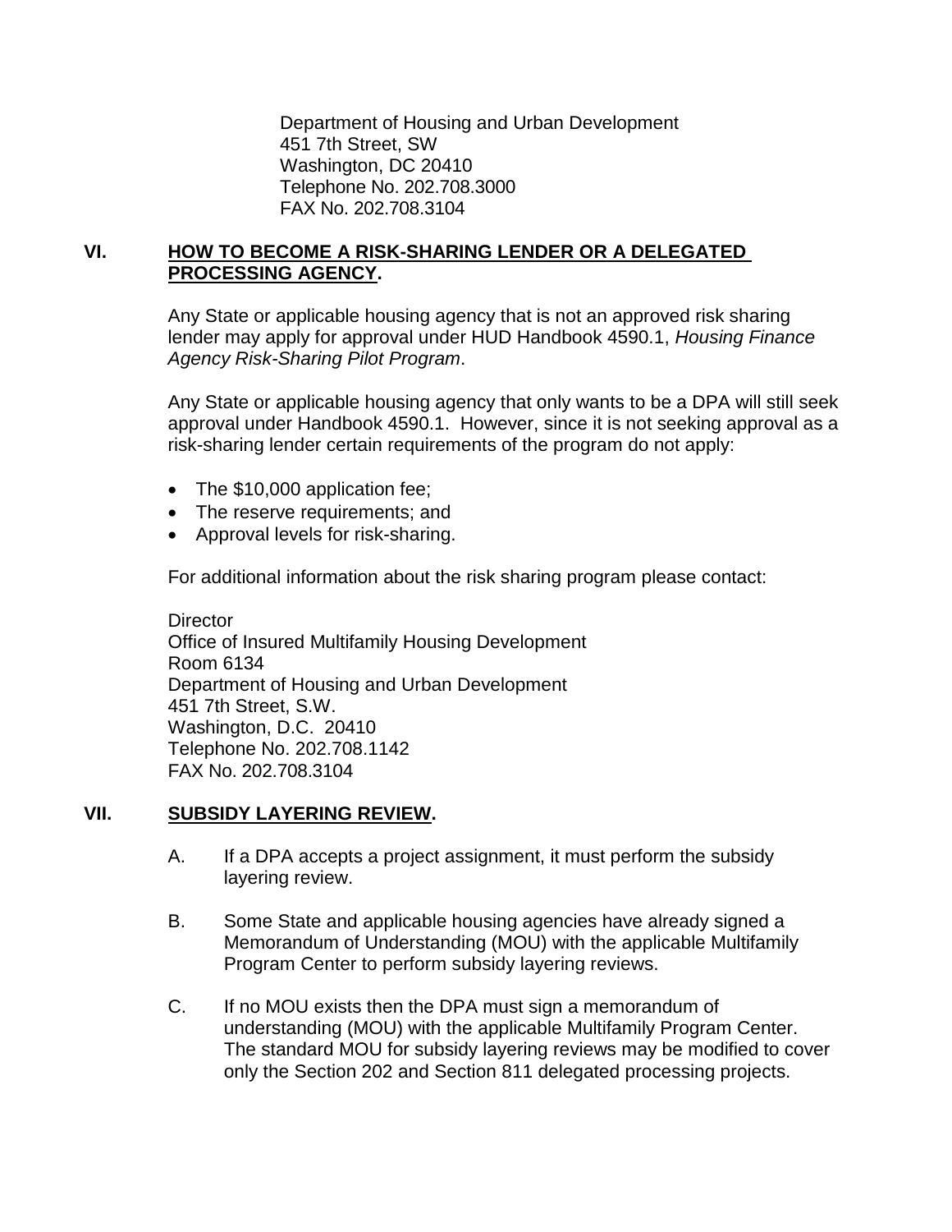Department of Housing and Urban Development
451 7th Street, SW
Washington, DC 20410
Telephone No. 202.708.3000
FAX No. 202.708.3104

## VI. HOW TO BECOME A RISK-SHARING LENDER OR A DELEGATED PROCESSING AGENCY.

Any State or applicable housing agency that is not an approved risk sharing lender may apply for approval under HUD Handbook 4590.1, *Housing Finance Agency Risk-Sharing Pilot Program*.

Any State or applicable housing agency that only wants to be a DPA will still seek approval under Handbook 4590.1. However, since it is not seeking approval as a risk-sharing lender certain requirements of the program do not apply:

- The $10,000 application fee;
- The reserve requirements; and
- Approval levels for risk-sharing.

For additional information about the risk sharing program please contact:

Director
Office of Insured Multifamily Housing Development
Room 6134
Department of Housing and Urban Development
451 7th Street, S.W.
Washington, D.C. 20410
Telephone No. 202.708.1142
FAX No. 202.708.3104

## VII. SUBSIDY LAYERING REVIEW.

A. If a DPA accepts a project assignment, it must perform the subsidy layering review.

B. Some State and applicable housing agencies have already signed a Memorandum of Understanding (MOU) with the applicable Multifamily Program Center to perform subsidy layering reviews.

C. If no MOU exists then the DPA must sign a memorandum of understanding (MOU) with the applicable Multifamily Program Center. The standard MOU for subsidy layering reviews may be modified to cover only the Section 202 and Section 811 delegated processing projects.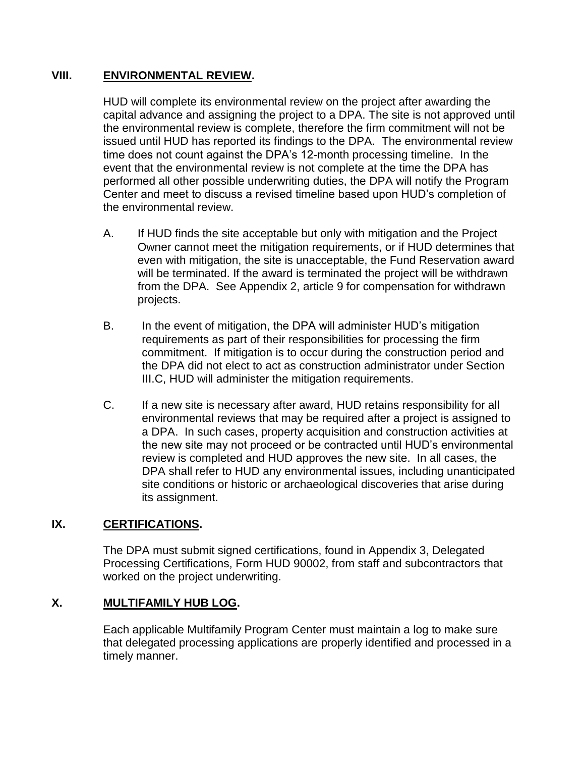## VIII. **ENVIRONMENTAL REVIEW.**

HUD will complete its environmental review on the project after awarding the capital advance and assigning the project to a DPA. The site is not approved until the environmental review is complete, therefore the firm commitment will not be issued until HUD has reported its findings to the DPA. The environmental review time does not count against the DPA's 12-month processing timeline. In the event that the environmental review is not complete at the time the DPA has performed all other possible underwriting duties, the DPA will notify the Program Center and meet to discuss a revised timeline based upon HUD's completion of the environmental review.

A. If HUD finds the site acceptable but only with mitigation and the Project Owner cannot meet the mitigation requirements, or if HUD determines that even with mitigation, the site is unacceptable, the Fund Reservation award will be terminated. If the award is terminated the project will be withdrawn from the DPA. See Appendix 2, article 9 for compensation for withdrawn projects.

B. In the event of mitigation, the DPA will administer HUD's mitigation requirements as part of their responsibilities for processing the firm commitment. If mitigation is to occur during the construction period and the DPA did not elect to act as construction administrator under Section III.C, HUD will administer the mitigation requirements.

C. If a new site is necessary after award, HUD retains responsibility for all environmental reviews that may be required after a project is assigned to a DPA. In such cases, property acquisition and construction activities at the new site may not proceed or be contracted until HUD's environmental review is completed and HUD approves the new site. In all cases, the DPA shall refer to HUD any environmental issues, including unanticipated site conditions or historic or archaeological discoveries that arise during its assignment.

## IX. **CERTIFICATIONS.**

The DPA must submit signed certifications, found in Appendix 3, Delegated Processing Certifications, Form HUD 90002, from staff and subcontractors that worked on the project underwriting.

## X. **MULTIFAMILY HUB LOG.**

Each applicable Multifamily Program Center must maintain a log to make sure that delegated processing applications are properly identified and processed in a timely manner.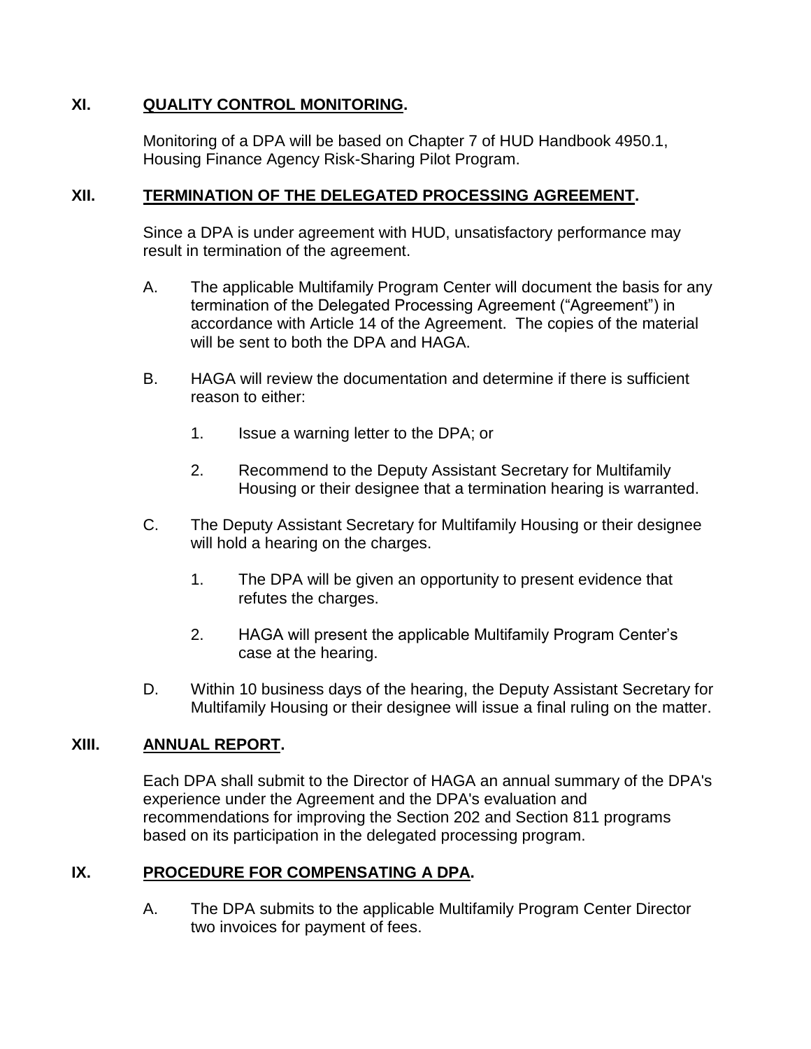## XI. QUALITY CONTROL MONITORING.

Monitoring of a DPA will be based on Chapter 7 of HUD Handbook 4950.1, Housing Finance Agency Risk-Sharing Pilot Program.

## XII. TERMINATION OF THE DELEGATED PROCESSING AGREEMENT.

Since a DPA is under agreement with HUD, unsatisfactory performance may result in termination of the agreement.

A. The applicable Multifamily Program Center will document the basis for any termination of the Delegated Processing Agreement ("Agreement") in accordance with Article 14 of the Agreement. The copies of the material will be sent to both the DPA and HAGA.

B. HAGA will review the documentation and determine if there is sufficient reason to either:

   1. Issue a warning letter to the DPA; or

   2. Recommend to the Deputy Assistant Secretary for Multifamily Housing or their designee that a termination hearing is warranted.

C. The Deputy Assistant Secretary for Multifamily Housing or their designee will hold a hearing on the charges.

   1. The DPA will be given an opportunity to present evidence that refutes the charges.

   2. HAGA will present the applicable Multifamily Program Center's case at the hearing.

D. Within 10 business days of the hearing, the Deputy Assistant Secretary for Multifamily Housing or their designee will issue a final ruling on the matter.

## XIII. ANNUAL REPORT.

Each DPA shall submit to the Director of HAGA an annual summary of the DPA's experience under the Agreement and the DPA's evaluation and recommendations for improving the Section 202 and Section 811 programs based on its participation in the delegated processing program.

## IX. PROCEDURE FOR COMPENSATING A DPA.

A. The DPA submits to the applicable Multifamily Program Center Director two invoices for payment of fees.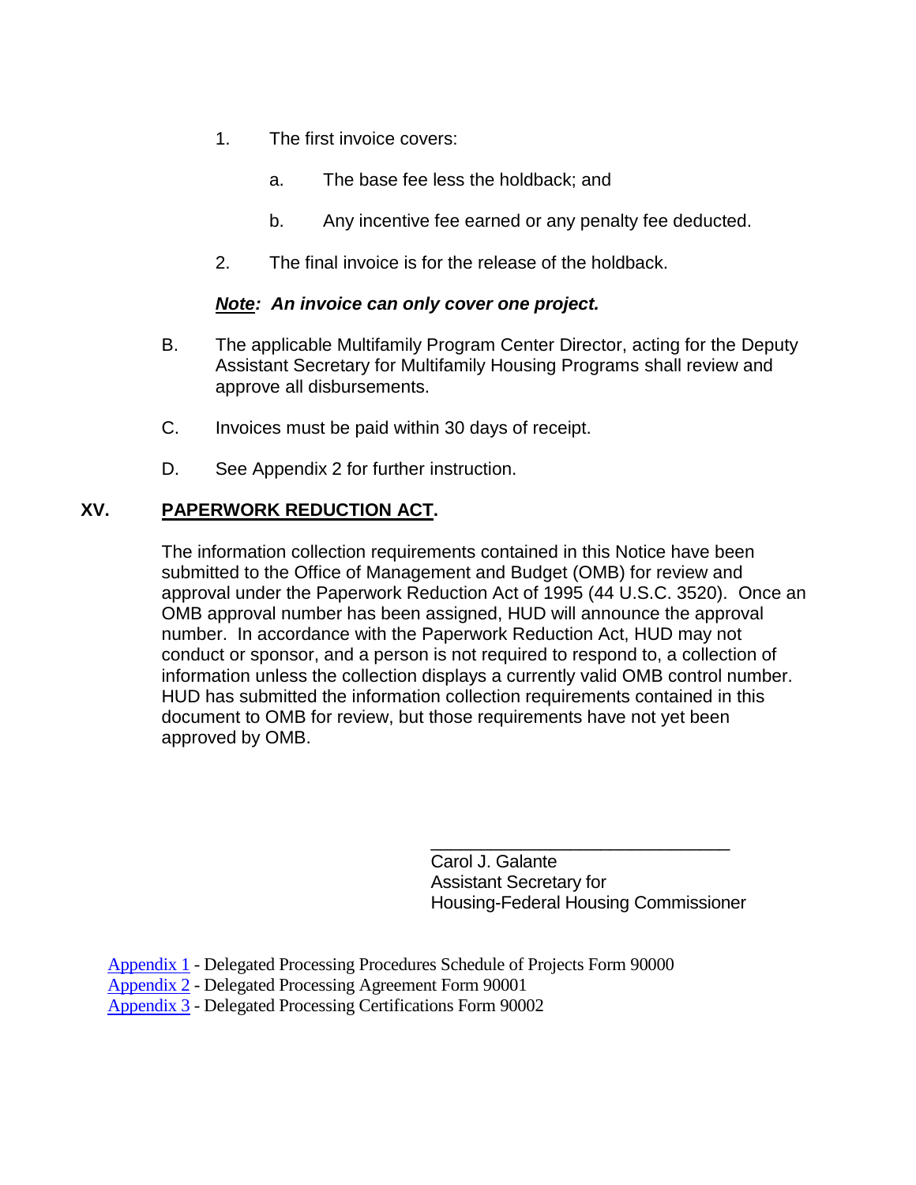1. The first invoice covers:

   a. The base fee less the holdback; and

   b. Any incentive fee earned or any penalty fee deducted.

2. The final invoice is for the release of the holdback.

***Note*: *An invoice can only cover one project.***

B. The applicable Multifamily Program Center Director, acting for the Deputy Assistant Secretary for Multifamily Housing Programs shall review and approve all disbursements.

C. Invoices must be paid within 30 days of receipt.

D. See Appendix 2 for further instruction.

## XV. PAPERWORK REDUCTION ACT.

The information collection requirements contained in this Notice have been submitted to the Office of Management and Budget (OMB) for review and approval under the Paperwork Reduction Act of 1995 (44 U.S.C. 3520). Once an OMB approval number has been assigned, HUD will announce the approval number. In accordance with the Paperwork Reduction Act, HUD may not conduct or sponsor, and a person is not required to respond to, a collection of information unless the collection displays a currently valid OMB control number. HUD has submitted the information collection requirements contained in this document to OMB for review, but those requirements have not yet been approved by OMB.

______________________________

Carol J. Galante
Assistant Secretary for
Housing-Federal Housing Commissioner

Appendix 1 - Delegated Processing Procedures Schedule of Projects Form 90000
Appendix 2 - Delegated Processing Agreement Form 90001
Appendix 3 - Delegated Processing Certifications Form 90002